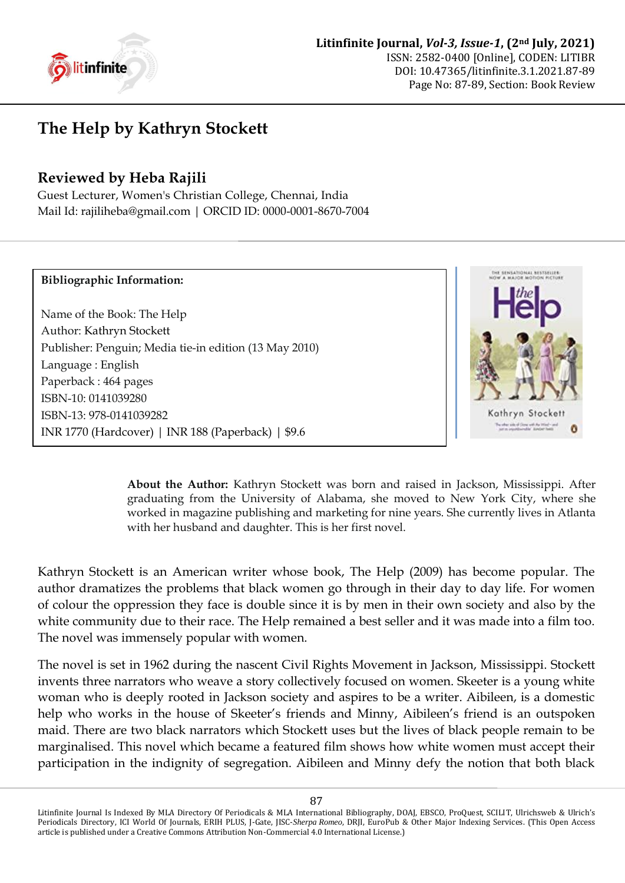# The Help by Kathryn Stockett

## Reviewed by Heba Rajili

Guest Lecturer, Women's Christian College, Chennai, India
Mail Id: rajiliheba@gmail.com | ORCID ID: 0000-0001-8670-7004

**Bibliographic Information:**

Name of the Book: The Help
Author: Kathryn Stockett
Publisher: Penguin; Media tie-in edition (13 May 2010)
Language : English
Paperback : 464 pages
ISBN-10: 0141039280
ISBN-13: 978-0141039282
INR 1770 (Hardcover) | INR 188 (Paperback) | $9.6

**About the Author:** Kathryn Stockett was born and raised in Jackson, Mississippi. After graduating from the University of Alabama, she moved to New York City, where she worked in magazine publishing and marketing for nine years. She currently lives in Atlanta with her husband and daughter. This is her first novel.

Kathryn Stockett is an American writer whose book, The Help (2009) has become popular. The author dramatizes the problems that black women go through in their day to day life. For women of colour the oppression they face is double since it is by men in their own society and also by the white community due to their race. The Help remained a best seller and it was made into a film too. The novel was immensely popular with women.

The novel is set in 1962 during the nascent Civil Rights Movement in Jackson, Mississippi. Stockett invents three narrators who weave a story collectively focused on women. Skeeter is a young white woman who is deeply rooted in Jackson society and aspires to be a writer. Aibileen, is a domestic help who works in the house of Skeeter's friends and Minny, Aibileen's friend is an outspoken maid. There are two black narrators which Stockett uses but the lives of black people remain to be marginalised. This novel which became a featured film shows how white women must accept their participation in the indignity of segregation. Aibileen and Minny defy the notion that both black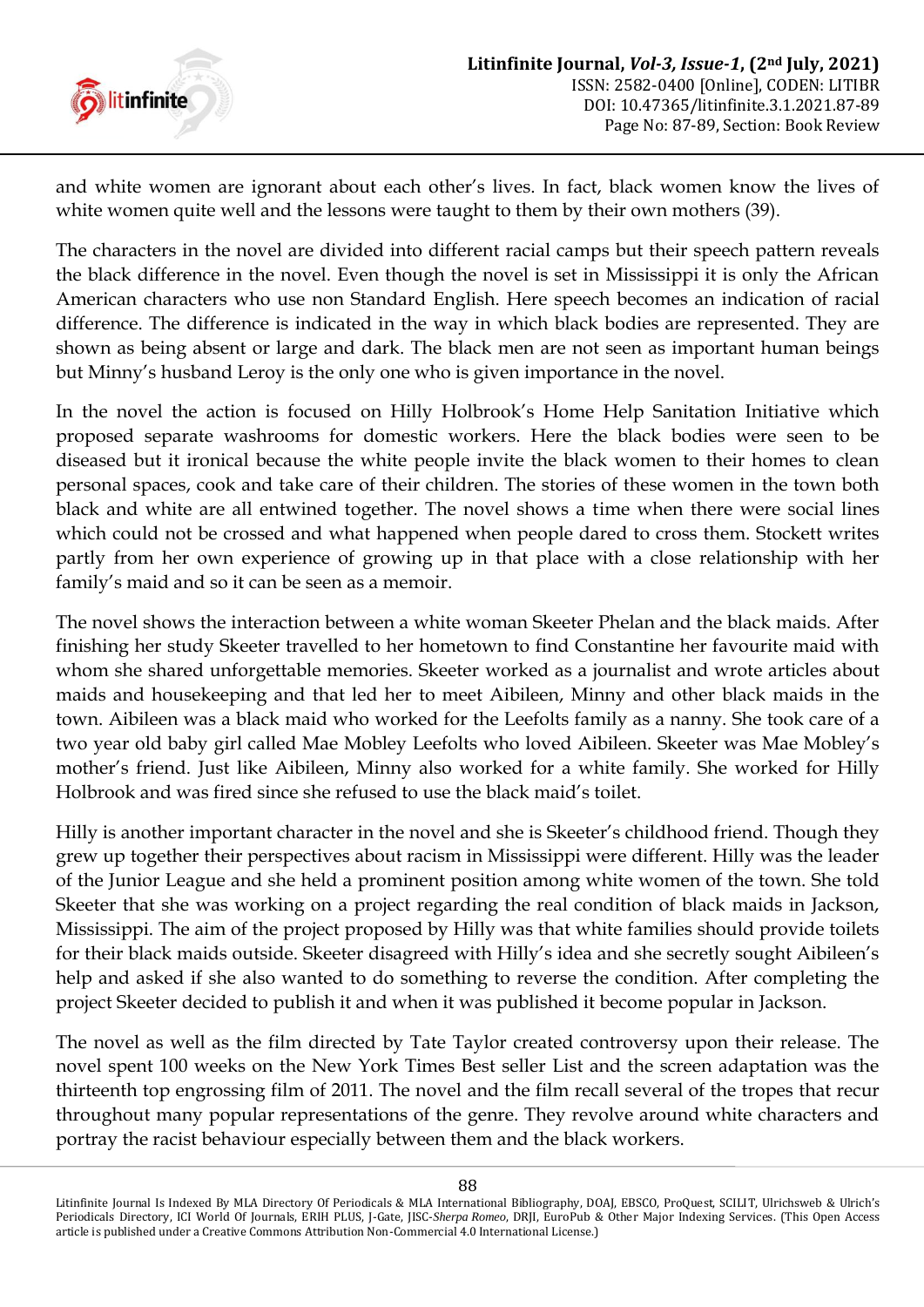and white women are ignorant about each other's lives. In fact, black women know the lives of white women quite well and the lessons were taught to them by their own mothers (39).

The characters in the novel are divided into different racial camps but their speech pattern reveals the black difference in the novel. Even though the novel is set in Mississippi it is only the African American characters who use non Standard English. Here speech becomes an indication of racial difference. The difference is indicated in the way in which black bodies are represented. They are shown as being absent or large and dark. The black men are not seen as important human beings but Minny's husband Leroy is the only one who is given importance in the novel.

In the novel the action is focused on Hilly Holbrook's Home Help Sanitation Initiative which proposed separate washrooms for domestic workers. Here the black bodies were seen to be diseased but it ironical because the white people invite the black women to their homes to clean personal spaces, cook and take care of their children. The stories of these women in the town both black and white are all entwined together. The novel shows a time when there were social lines which could not be crossed and what happened when people dared to cross them. Stockett writes partly from her own experience of growing up in that place with a close relationship with her family's maid and so it can be seen as a memoir.

The novel shows the interaction between a white woman Skeeter Phelan and the black maids. After finishing her study Skeeter travelled to her hometown to find Constantine her favourite maid with whom she shared unforgettable memories. Skeeter worked as a journalist and wrote articles about maids and housekeeping and that led her to meet Aibileen, Minny and other black maids in the town. Aibileen was a black maid who worked for the Leefolts family as a nanny. She took care of a two year old baby girl called Mae Mobley Leefolts who loved Aibileen. Skeeter was Mae Mobley's mother's friend. Just like Aibileen, Minny also worked for a white family. She worked for Hilly Holbrook and was fired since she refused to use the black maid's toilet.

Hilly is another important character in the novel and she is Skeeter's childhood friend. Though they grew up together their perspectives about racism in Mississippi were different. Hilly was the leader of the Junior League and she held a prominent position among white women of the town. She told Skeeter that she was working on a project regarding the real condition of black maids in Jackson, Mississippi. The aim of the project proposed by Hilly was that white families should provide toilets for their black maids outside. Skeeter disagreed with Hilly's idea and she secretly sought Aibileen's help and asked if she also wanted to do something to reverse the condition. After completing the project Skeeter decided to publish it and when it was published it become popular in Jackson.

The novel as well as the film directed by Tate Taylor created controversy upon their release. The novel spent 100 weeks on the New York Times Best seller List and the screen adaptation was the thirteenth top engrossing film of 2011. The novel and the film recall several of the tropes that recur throughout many popular representations of the genre. They revolve around white characters and portray the racist behaviour especially between them and the black workers.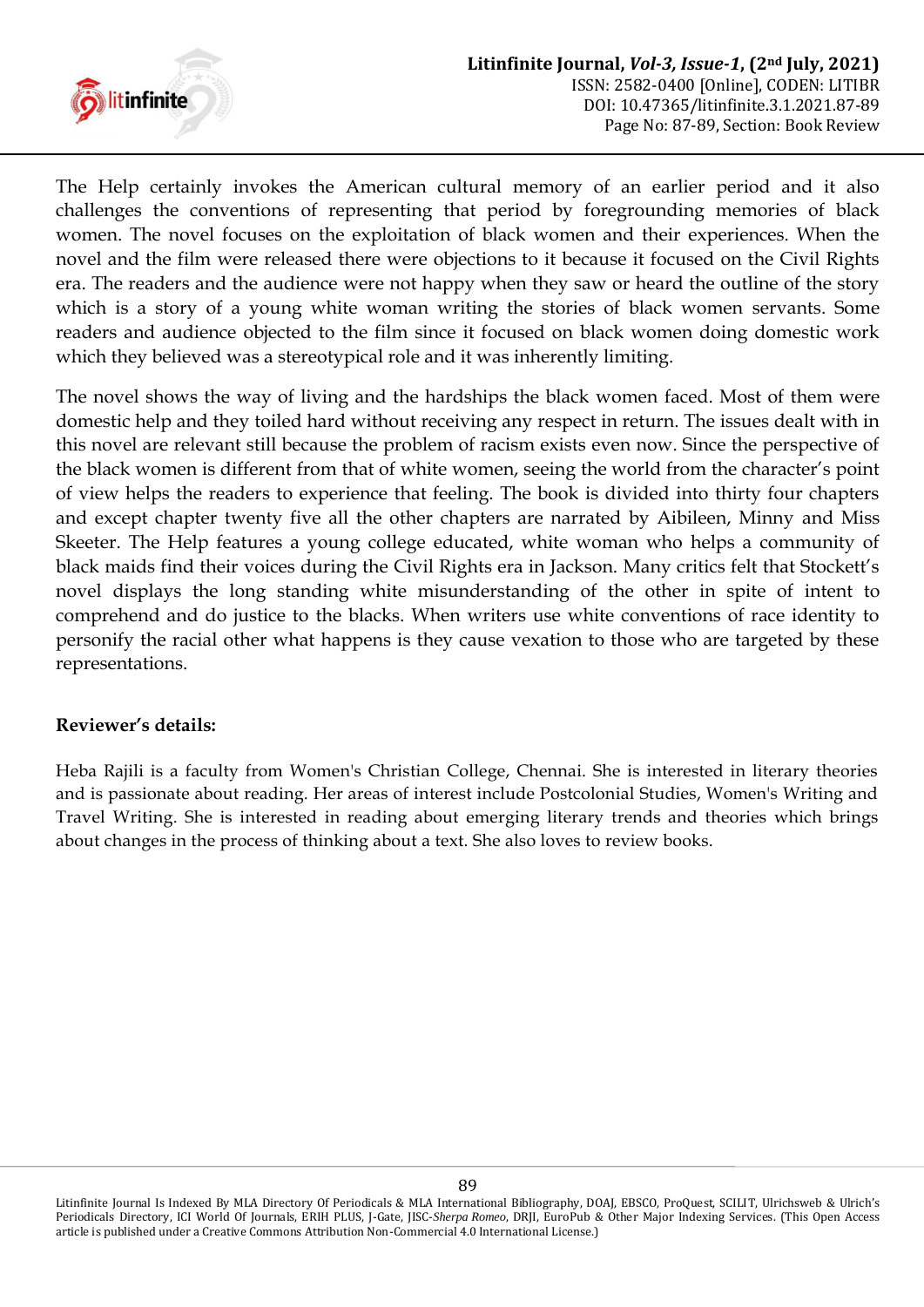The Help certainly invokes the American cultural memory of an earlier period and it also challenges the conventions of representing that period by foregrounding memories of black women. The novel focuses on the exploitation of black women and their experiences. When the novel and the film were released there were objections to it because it focused on the Civil Rights era. The readers and the audience were not happy when they saw or heard the outline of the story which is a story of a young white woman writing the stories of black women servants. Some readers and audience objected to the film since it focused on black women doing domestic work which they believed was a stereotypical role and it was inherently limiting.

The novel shows the way of living and the hardships the black women faced. Most of them were domestic help and they toiled hard without receiving any respect in return. The issues dealt with in this novel are relevant still because the problem of racism exists even now. Since the perspective of the black women is different from that of white women, seeing the world from the character's point of view helps the readers to experience that feeling. The book is divided into thirty four chapters and except chapter twenty five all the other chapters are narrated by Aibileen, Minny and Miss Skeeter. The Help features a young college educated, white woman who helps a community of black maids find their voices during the Civil Rights era in Jackson. Many critics felt that Stockett's novel displays the long standing white misunderstanding of the other in spite of intent to comprehend and do justice to the blacks. When writers use white conventions of race identity to personify the racial other what happens is they cause vexation to those who are targeted by these representations.

**Reviewer's details:**

Heba Rajili is a faculty from Women's Christian College, Chennai. She is interested in literary theories and is passionate about reading. Her areas of interest include Postcolonial Studies, Women's Writing and Travel Writing. She is interested in reading about emerging literary trends and theories which brings about changes in the process of thinking about a text. She also loves to review books.